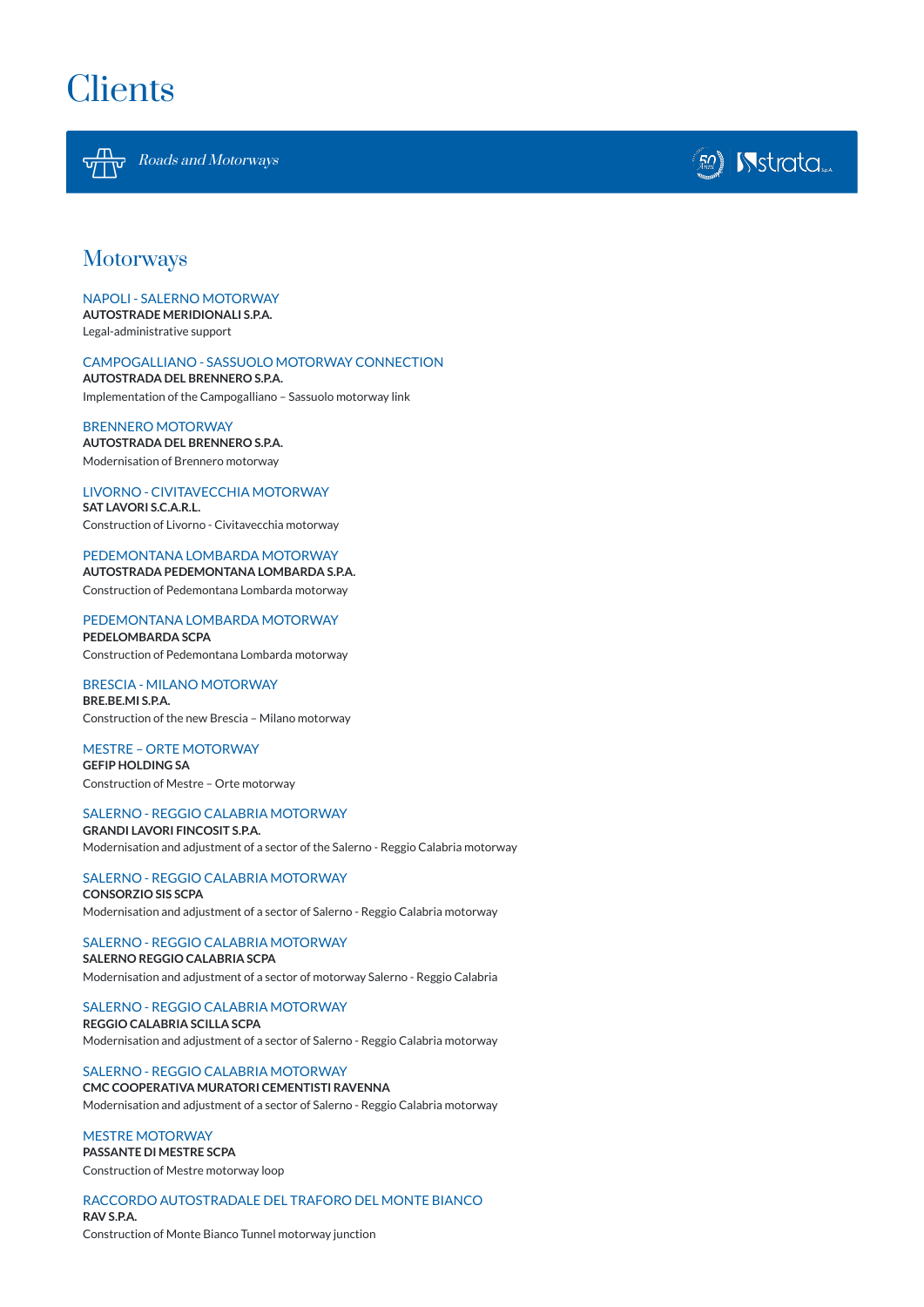# Clients

*Roads and Motorways*

## Motorways

NAPOLI - SALERNO MOTORWAY
**AUTOSTRADE MERIDIONALI S.P.A.**
Legal-administrative support

CAMPOGALLIANO - SASSUOLO MOTORWAY CONNECTION
**AUTOSTRADA DEL BRENNERO S.P.A.**
Implementation of the Campogalliano – Sassuolo motorway link

BRENNERO MOTORWAY
**AUTOSTRADA DEL BRENNERO S.P.A.**
Modernisation of Brennero motorway

LIVORNO - CIVITAVECCHIA MOTORWAY
**SAT LAVORI S.C.A.R.L.**
Construction of Livorno - Civitavecchia motorway

PEDEMONTANA LOMBARDA MOTORWAY
**AUTOSTRADA PEDEMONTANA LOMBARDA S.P.A.**
Construction of Pedemontana Lombarda motorway

PEDEMONTANA LOMBARDA MOTORWAY
**PEDELOMBARDA SCPA**
Construction of Pedemontana Lombarda motorway

BRESCIA - MILANO MOTORWAY
**BRE.BE.MI S.P.A.**
Construction of the new Brescia – Milano motorway

MESTRE – ORTE MOTORWAY
**GEFIP HOLDING SA**
Construction of Mestre – Orte motorway

SALERNO - REGGIO CALABRIA MOTORWAY
**GRANDI LAVORI FINCOSIT S.P.A.**
Modernisation and adjustment of a sector of the Salerno - Reggio Calabria motorway

SALERNO - REGGIO CALABRIA MOTORWAY
**CONSORZIO SIS SCPA**
Modernisation and adjustment of a sector of Salerno - Reggio Calabria motorway

SALERNO - REGGIO CALABRIA MOTORWAY
**SALERNO REGGIO CALABRIA SCPA**
Modernisation and adjustment of a sector of motorway Salerno - Reggio Calabria

SALERNO - REGGIO CALABRIA MOTORWAY
**REGGIO CALABRIA SCILLA SCPA**
Modernisation and adjustment of a sector of Salerno - Reggio Calabria motorway

SALERNO - REGGIO CALABRIA MOTORWAY
**CMC COOPERATIVA MURATORI CEMENTISTI RAVENNA**
Modernisation and adjustment of a sector of Salerno - Reggio Calabria motorway

MESTRE MOTORWAY
**PASSANTE DI MESTRE SCPA**
Construction of Mestre motorway loop

RACCORDO AUTOSTRADALE DEL TRAFORO DEL MONTE BIANCO
**RAV S.P.A.**
Construction of Monte Bianco Tunnel motorway junction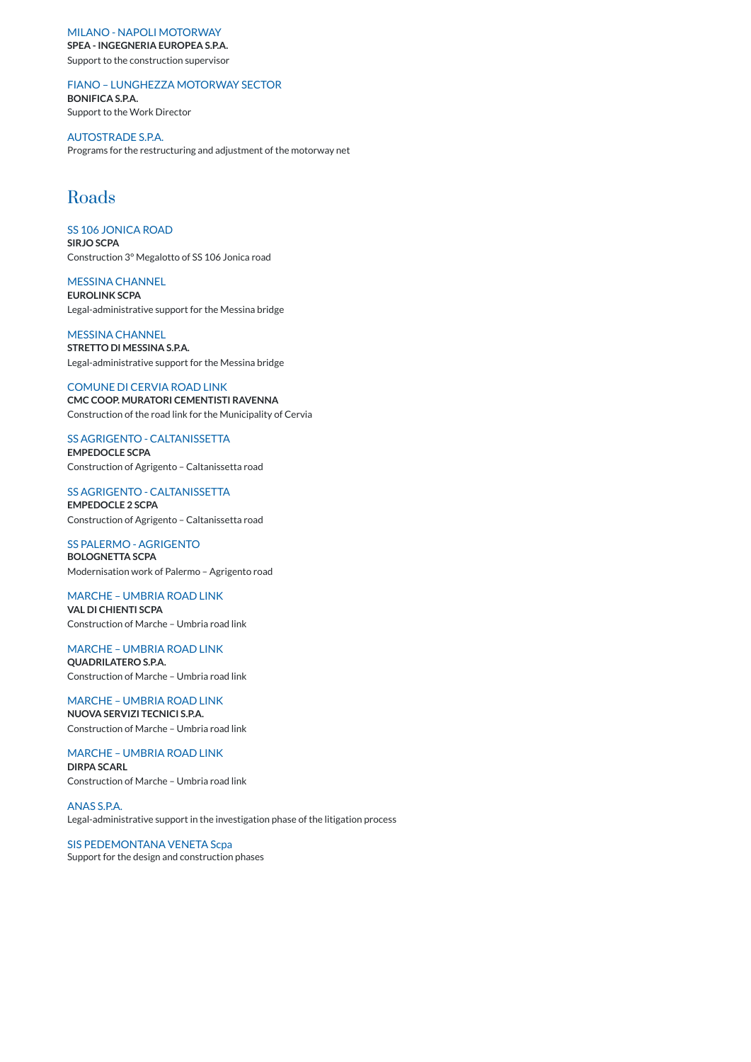MILANO - NAPOLI MOTORWAY
**SPEA - INGEGNERIA EUROPEA S.P.A.**
Support to the construction supervisor

FIANO – LUNGHEZZA MOTORWAY SECTOR
**BONIFICA S.P.A.**
Support to the Work Director

AUTOSTRADE S.P.A.
Programs for the restructuring and adjustment of the motorway net

# Roads

SS 106 JONICA ROAD
**SIRJO SCPA**
Construction 3° Megalotto of SS 106 Jonica road

MESSINA CHANNEL
**EUROLINK SCPA**
Legal-administrative support for the Messina bridge

MESSINA CHANNEL
**STRETTO DI MESSINA S.P.A.**
Legal-administrative support for the Messina bridge

COMUNE DI CERVIA ROAD LINK
**CMC COOP. MURATORI CEMENTISTI RAVENNA**
Construction of the road link for the Municipality of Cervia

SS AGRIGENTO - CALTANISSETTA
**EMPEDOCLE SCPA**
Construction of Agrigento – Caltanissetta road

SS AGRIGENTO - CALTANISSETTA
**EMPEDOCLE 2 SCPA**
Construction of Agrigento – Caltanissetta road

SS PALERMO - AGRIGENTO
**BOLOGNETTA SCPA**
Modernisation work of Palermo – Agrigento road

MARCHE – UMBRIA ROAD LINK
**VAL DI CHIENTI SCPA**
Construction of Marche – Umbria road link

MARCHE – UMBRIA ROAD LINK
**QUADRILATERO S.P.A.**
Construction of Marche – Umbria road link

MARCHE – UMBRIA ROAD LINK
**NUOVA SERVIZI TECNICI S.P.A.**
Construction of Marche – Umbria road link

MARCHE – UMBRIA ROAD LINK
**DIRPA SCARL**
Construction of Marche – Umbria road link

ANAS S.P.A.
Legal-administrative support in the investigation phase of the litigation process

SIS PEDEMONTANA VENETA Scpa
Support for the design and construction phases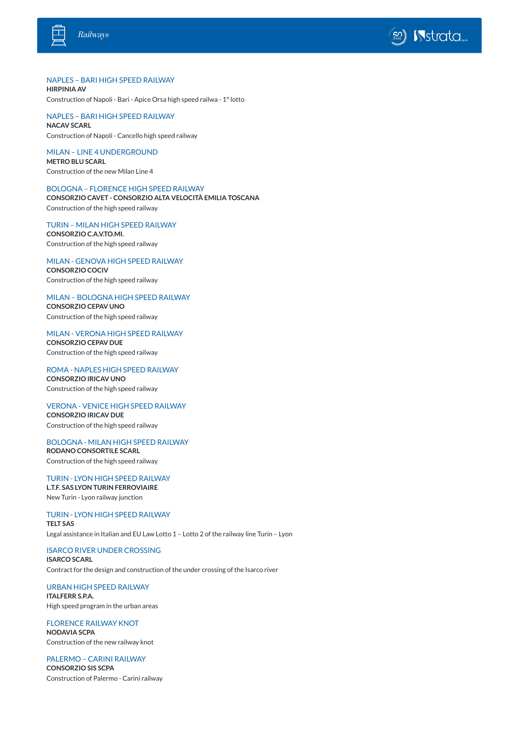### NAPLES – BARI HIGH SPEED RAILWAY

**HIRPINIA AV**

Construction of Napoli - Bari - Apice Orsa high speed railwa - 1° lotto

### NAPLES – BARI HIGH SPEED RAILWAY

**NACAV SCARL**

Construction of Napoli - Cancello high speed railway

### MILAN – LINE 4 UNDERGROUND

**METRO BLU SCARL**

Construction of the new Milan Line 4

### BOLOGNA – FLORENCE HIGH SPEED RAILWAY

**CONSORZIO CAVET - CONSORZIO ALTA VELOCITÀ EMILIA TOSCANA**

Construction of the high speed railway

### TURIN – MILAN HIGH SPEED RAILWAY

**CONSORZIO C.A.V.TO.MI.**

Construction of the high speed railway

### MILAN - GENOVA HIGH SPEED RAILWAY

**CONSORZIO COCIV**

Construction of the high speed railway

### MILAN – BOLOGNA HIGH SPEED RAILWAY

**CONSORZIO CEPAV UNO**

Construction of the high speed railway

### MILAN - VERONA HIGH SPEED RAILWAY

**CONSORZIO CEPAV DUE**

Construction of the high speed railway

### ROMA - NAPLES HIGH SPEED RAILWAY

**CONSORZIO IRICAV UNO**

Construction of the high speed railway

### VERONA - VENICE HIGH SPEED RAILWAY

**CONSORZIO IRICAV DUE**

Construction of the high speed railway

### BOLOGNA - MILAN HIGH SPEED RAILWAY

**RODANO CONSORTILE SCARL**

Construction of the high speed railway

### TURIN - LYON HIGH SPEED RAILWAY

**L.T.F. SAS LYON TURIN FERROVIAIRE**

New Turin - Lyon railway junction

### TURIN - LYON HIGH SPEED RAILWAY

**TELT SAS**

Legal assistance in Italian and EU Law Lotto 1 – Lotto 2 of the railway line Turin – Lyon

### ISARCO RIVER UNDER CROSSING

**ISARCO SCARL**

Contract for the design and construction of the under crossing of the Isarco river

### URBAN HIGH SPEED RAILWAY

**ITALFERR S.P.A.**

High speed program in the urban areas

### FLORENCE RAILWAY KNOT

**NODAVIA SCPA**

Construction of the new railway knot

### PALERMO – CARINI RAILWAY

**CONSORZIO SIS SCPA**

Construction of Palermo - Carini railway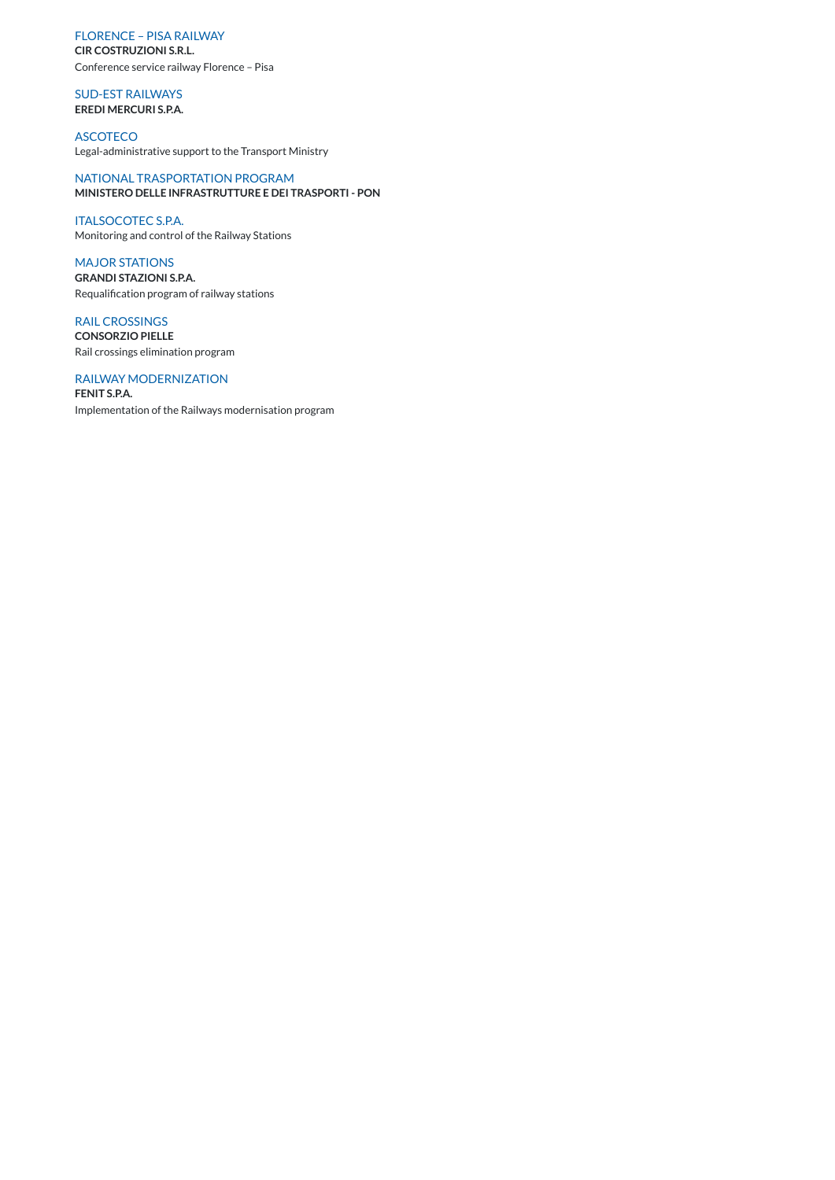### FLORENCE – PISA RAILWAY

**CIR COSTRUZIONI S.R.L.**

Conference service railway Florence – Pisa

### SUD-EST RAILWAYS

**EREDI MERCURI S.P.A.**

### ASCOTECO

Legal-administrative support to the Transport Ministry

### NATIONAL TRASPORTATION PROGRAM

**MINISTERO DELLE INFRASTRUTTURE E DEI TRASPORTI - PON**

### ITALSOCOTEC S.P.A.

Monitoring and control of the Railway Stations

### MAJOR STATIONS

**GRANDI STAZIONI S.P.A.**

Requalification program of railway stations

### RAIL CROSSINGS

**CONSORZIO PIELLE**

Rail crossings elimination program

### RAILWAY MODERNIZATION

**FENIT S.P.A.**

Implementation of the Railways modernisation program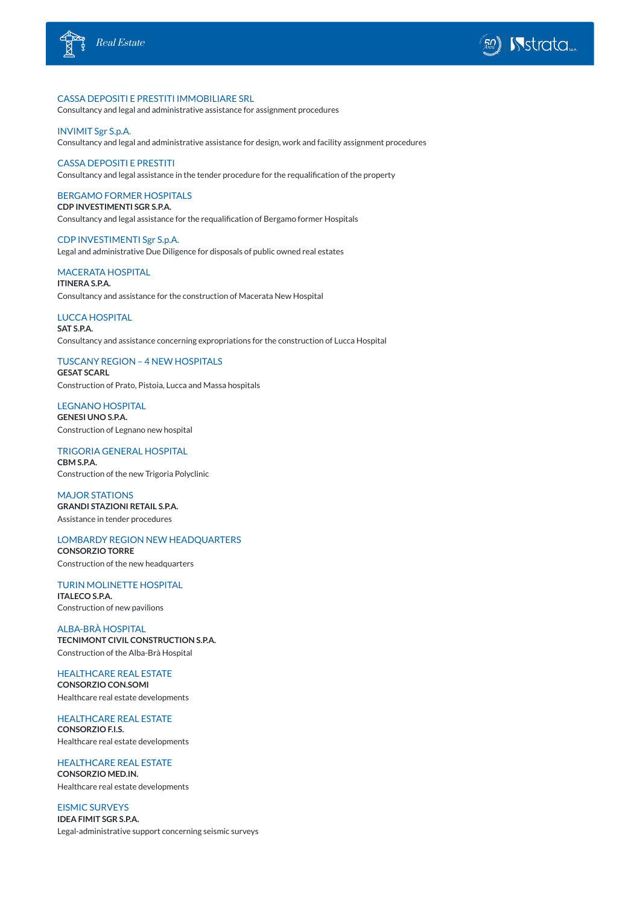CASSA DEPOSITI E PRESTITI IMMOBILIARE SRL
Consultancy and legal and administrative assistance for assignment procedures

INVIMIT Sgr S.p.A.
Consultancy and legal and administrative assistance for design, work and facility assignment procedures

CASSA DEPOSITI E PRESTITI
Consultancy and legal assistance in the tender procedure for the requalification of the property

BERGAMO FORMER HOSPITALS
**CDP INVESTIMENTI SGR S.P.A.**
Consultancy and legal assistance for the requalification of Bergamo former Hospitals

CDP INVESTIMENTI Sgr S.p.A.
Legal and administrative Due Diligence for disposals of public owned real estates

MACERATA HOSPITAL
**ITINERA S.P.A.**
Consultancy and assistance for the construction of Macerata New Hospital

LUCCA HOSPITAL
**SAT S.P.A.**
Consultancy and assistance concerning expropriations for the construction of Lucca Hospital

TUSCANY REGION – 4 NEW HOSPITALS
**GESAT SCARL**
Construction of Prato, Pistoia, Lucca and Massa hospitals

LEGNANO HOSPITAL
**GENESI UNO S.P.A.**
Construction of Legnano new hospital

TRIGORIA GENERAL HOSPITAL
**CBM S.P.A.**
Construction of the new Trigoria Polyclinic

MAJOR STATIONS
**GRANDI STAZIONI RETAIL S.P.A.**
Assistance in tender procedures

LOMBARDY REGION NEW HEADQUARTERS
**CONSORZIO TORRE**
Construction of the new headquarters

TURIN MOLINETTE HOSPITAL
**ITALECO S.P.A.**
Construction of new pavilions

ALBA-BRÀ HOSPITAL
**TECNIMONT CIVIL CONSTRUCTION S.P.A.**
Construction of the Alba-Brà Hospital

HEALTHCARE REAL ESTATE
**CONSORZIO CON.SOMI**
Healthcare real estate developments

HEALTHCARE REAL ESTATE
**CONSORZIO F.I.S.**
Healthcare real estate developments

HEALTHCARE REAL ESTATE
**CONSORZIO MED.IN.**
Healthcare real estate developments

EISMIC SURVEYS
**IDEA FIMIT SGR S.P.A.**
Legal-administrative support concerning seismic surveys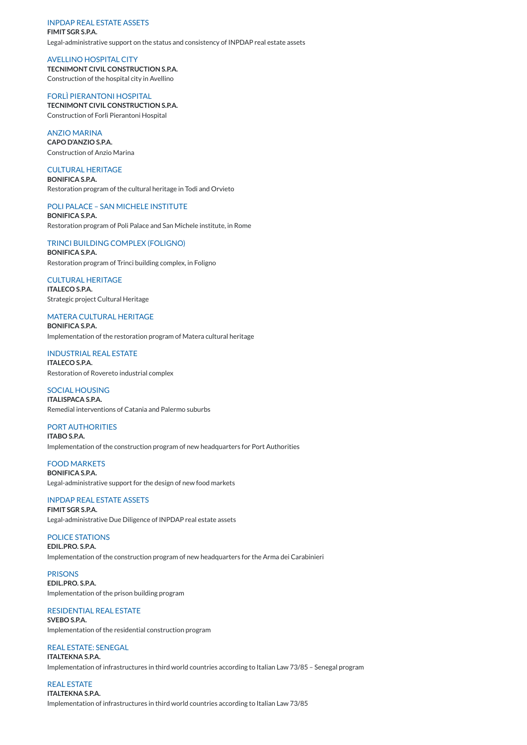### INPDAP REAL ESTATE ASSETS
**FIMIT SGR S.P.A.**
Legal-administrative support on the status and consistency of INPDAP real estate assets

### AVELLINO HOSPITAL CITY
**TECNIMONT CIVIL CONSTRUCTION S.P.A.**
Construction of the hospital city in Avellino

### FORLÌ PIERANTONI HOSPITAL
**TECNIMONT CIVIL CONSTRUCTION S.P.A.**
Construction of Forlì Pierantoni Hospital

### ANZIO MARINA
**CAPO D'ANZIO S.P.A.**
Construction of Anzio Marina

### CULTURAL HERITAGE
**BONIFICA S.P.A.**
Restoration program of the cultural heritage in Todi and Orvieto

### POLI PALACE – SAN MICHELE INSTITUTE
**BONIFICA S.P.A.**
Restoration program of Poli Palace and San Michele institute, in Rome

### TRINCI BUILDING COMPLEX (FOLIGNO)
**BONIFICA S.P.A.**
Restoration program of Trinci building complex, in Foligno

### CULTURAL HERITAGE
**ITALECO S.P.A.**
Strategic project Cultural Heritage

### MATERA CULTURAL HERITAGE
**BONIFICA S.P.A.**
Implementation of the restoration program of Matera cultural heritage

### INDUSTRIAL REAL ESTATE
**ITALECO S.P.A.**
Restoration of Rovereto industrial complex

### SOCIAL HOUSING
**ITALISPACA S.P.A.**
Remedial interventions of Catania and Palermo suburbs

### PORT AUTHORITIES
**ITABO S.P.A.**
Implementation of the construction program of new headquarters for Port Authorities

### FOOD MARKETS
**BONIFICA S.P.A.**
Legal-administrative support for the design of new food markets

### INPDAP REAL ESTATE ASSETS
**FIMIT SGR S.P.A.**
Legal-administrative Due Diligence of INPDAP real estate assets

### POLICE STATIONS
**EDIL.PRO. S.P.A.**
Implementation of the construction program of new headquarters for the Arma dei Carabinieri

### PRISONS
**EDIL.PRO. S.P.A.**
Implementation of the prison building program

### RESIDENTIAL REAL ESTATE
**SVEBO S.P.A.**
Implementation of the residential construction program

### REAL ESTATE: SENEGAL
**ITALTEKNA S.P.A.**
Implementation of infrastructures in third world countries according to Italian Law 73/85 – Senegal program

### REAL ESTATE
**ITALTEKNA S.P.A.**
Implementation of infrastructures in third world countries according to Italian Law 73/85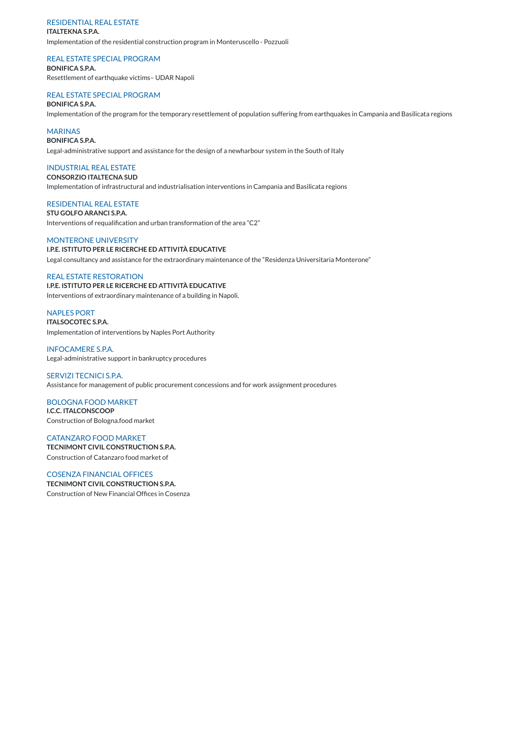### RESIDENTIAL REAL ESTATE

**ITALTEKNA S.P.A.**

Implementation of the residential construction program in Monteruscello - Pozzuoli

### REAL ESTATE SPECIAL PROGRAM

**BONIFICA S.P.A.**

Resettlement of earthquake victims– UDAR Napoli

### REAL ESTATE SPECIAL PROGRAM

**BONIFICA S.P.A.**

Implementation of the program for the temporary resettlement of population suffering from earthquakes in Campania and Basilicata regions

### MARINAS

**BONIFICA S.P.A.**

Legal-administrative support and assistance for the design of a newharbour system in the South of Italy

### INDUSTRIAL REAL ESTATE

**CONSORZIO ITALTECNA SUD**

Implementation of infrastructural and industrialisation interventions in Campania and Basilicata regions

### RESIDENTIAL REAL ESTATE

**STU GOLFO ARANCI S.P.A.**

Interventions of requalification and urban transformation of the area "C2"

### MONTERONE UNIVERSITY

**I.P.E. ISTITUTO PER LE RICERCHE ED ATTIVITÀ EDUCATIVE**

Legal consultancy and assistance for the extraordinary maintenance of the "Residenza Universitaria Monterone"

### REAL ESTATE RESTORATION

**I.P.E. ISTITUTO PER LE RICERCHE ED ATTIVITÀ EDUCATIVE**

Interventions of extraordinary maintenance of a building in Napoli.

### NAPLES PORT

**ITALSOCOTEC S.P.A.**

Implementation of interventions by Naples Port Authority

### INFOCAMERE S.P.A.

Legal-administrative support in bankruptcy procedures

### SERVIZI TECNICI S.P.A.

Assistance for management of public procurement concessions and for work assignment procedures

### BOLOGNA FOOD MARKET

**I.C.C. ITALCONSCOOP**

Construction of Bologna.food market

### CATANZARO FOOD MARKET

**TECNIMONT CIVIL CONSTRUCTION S.P.A.**

Construction of Catanzaro food market of

### COSENZA FINANCIAL OFFICES

**TECNIMONT CIVIL CONSTRUCTION S.P.A.**

Construction of New Financial Offices in Cosenza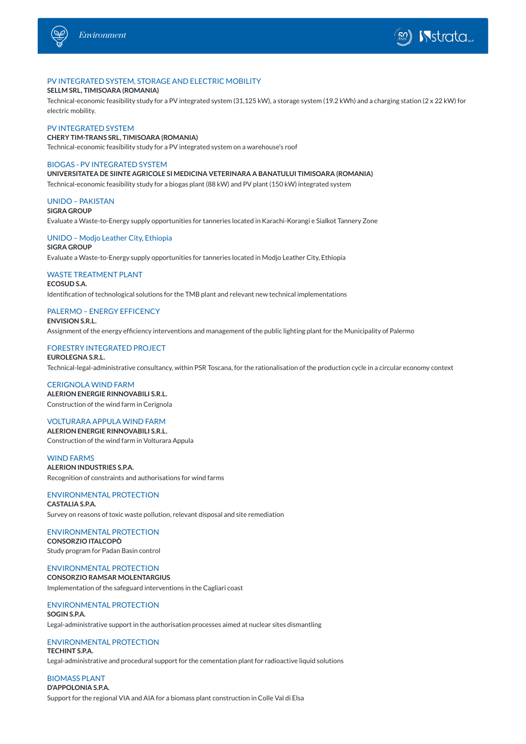### PV INTEGRATED SYSTEM, STORAGE AND ELECTRIC MOBILITY

**SELLM SRL, TIMISOARA (ROMANIA)**

Technical-economic feasibility study for a PV integrated system (31,125 kW), a storage system (19.2 kWh) and a charging station (2 x 22 kW) for electric mobility.

### PV INTEGRATED SYSTEM

**CHERY TIM-TRANS SRL, TIMISOARA (ROMANIA)**

Technical-economic feasibility study for a PV integrated system on a warehouse's roof

### BIOGAS - PV INTEGRATED SYSTEM

**UNIVERSITATEA DE SIINTE AGRICOLE SI MEDICINA VETERINARA A BANATULUI TIMISOARA (ROMANIA)**

Technical-economic feasibility study for a biogas plant (88 kW) and PV plant (150 kW) integrated system

### UNIDO – PAKISTAN

**SIGRA GROUP**

Evaluate a Waste-to-Energy supply opportunities for tanneries located in Karachi-Korangi e Sialkot Tannery Zone

### UNIDO – Modjo Leather City, Ethiopia

**SIGRA GROUP**

Evaluate a Waste-to-Energy supply opportunities for tanneries located in Modjo Leather City, Ethiopia

### WASTE TREATMENT PLANT

**ECOSUD S.A.**

Identification of technological solutions for the TMB plant and relevant new technical implementations

### PALERMO – ENERGY EFFICENCY

**ENVISION S.R.L.**

Assignment of the energy efficiency interventions and management of the public lighting plant for the Municipality of Palermo

### FORESTRY INTEGRATED PROJECT

**EUROLEGNA S.R.L.**

Technical-legal-administrative consultancy, within PSR Toscana, for the rationalisation of the production cycle in a circular economy context

### CERIGNOLA WIND FARM

**ALERION ENERGIE RINNOVABILI S.R.L.**

Construction of the wind farm in Cerignola

### VOLTURARA APPULA WIND FARM

**ALERION ENERGIE RINNOVABILI S.R.L.**

Construction of the wind farm in Volturara Appula

### WIND FARMS

**ALERION INDUSTRIES S.P.A.**

Recognition of constraints and authorisations for wind farms

### ENVIRONMENTAL PROTECTION

**CASTALIA S.P.A.**

Survey on reasons of toxic waste pollution, relevant disposal and site remediation

### ENVIRONMENTAL PROTECTION

**CONSORZIO ITALCOPÒ**

Study program for Padan Basin control

### ENVIRONMENTAL PROTECTION

**CONSORZIO RAMSAR MOLENTARGIUS**

Implementation of the safeguard interventions in the Cagliari coast

### ENVIRONMENTAL PROTECTION

**SOGIN S.P.A.**

Legal-administrative support in the authorisation processes aimed at nuclear sites dismantling

### ENVIRONMENTAL PROTECTION

**TECHINT S.P.A.**

Legal-administrative and procedural support for the cementation plant for radioactive liquid solutions

### BIOMASS PLANT

**D'APPOLONIA S.P.A.**

Support for the regional VIA and AIA for a biomass plant construction in Colle Val di Elsa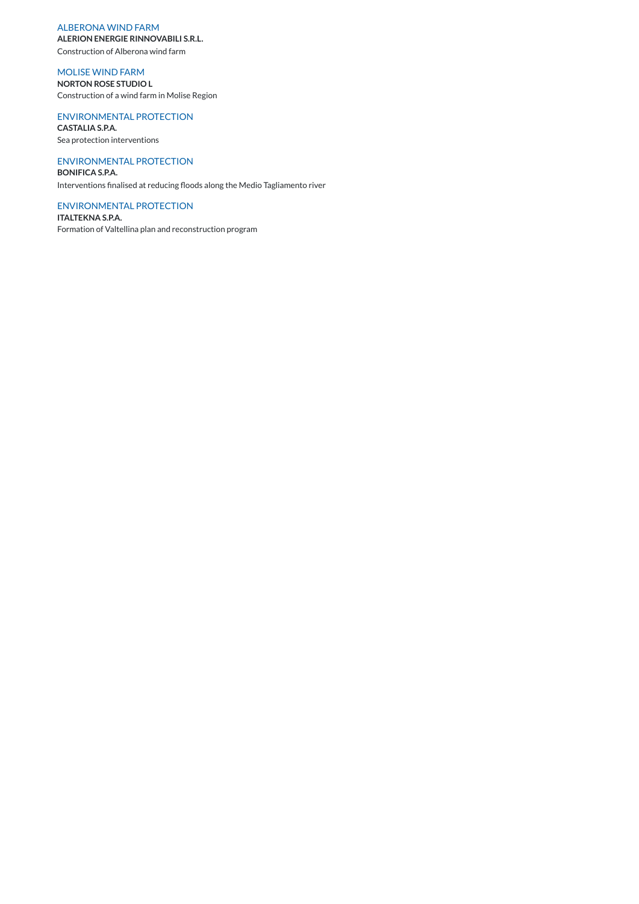ALBERONA WIND FARM
**ALERION ENERGIE RINNOVABILI S.R.L.**
Construction of Alberona wind farm

MOLISE WIND FARM
**NORTON ROSE STUDIO L**
Construction of a wind farm in Molise Region

ENVIRONMENTAL PROTECTION
**CASTALIA S.P.A.**
Sea protection interventions

ENVIRONMENTAL PROTECTION
**BONIFICA S.P.A.**
Interventions finalised at reducing floods along the Medio Tagliamento river

ENVIRONMENTAL PROTECTION
**ITALTEKNA S.P.A.**
Formation of Valtellina plan and reconstruction program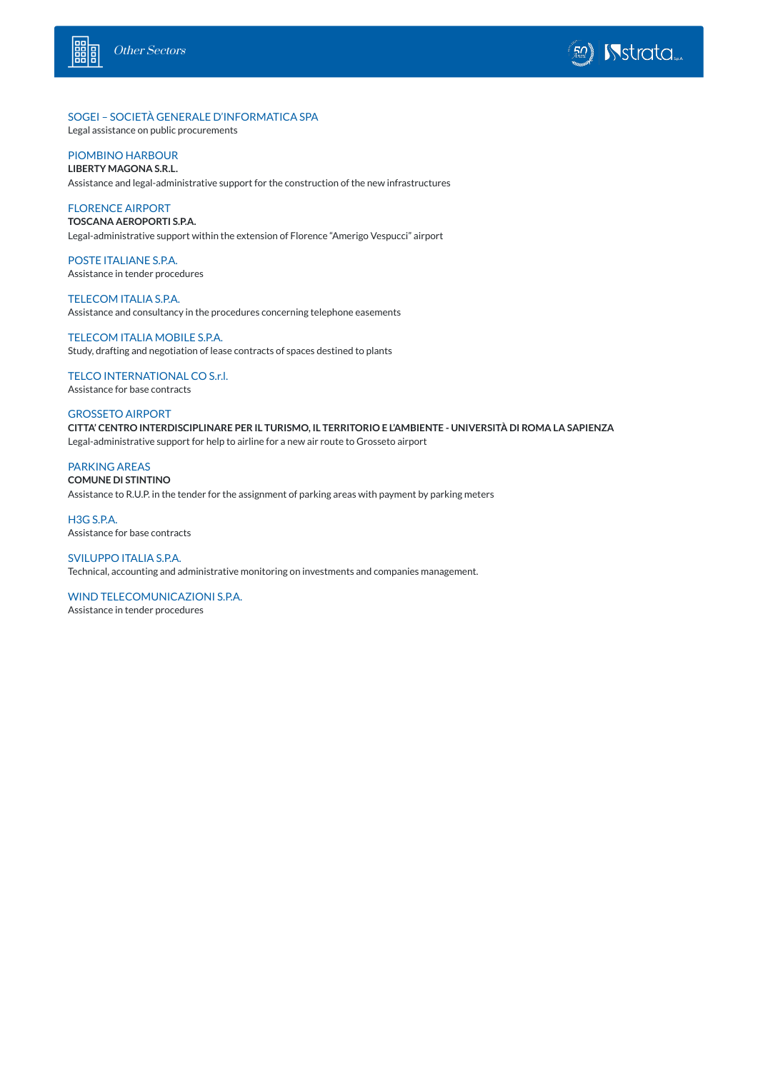## SOGEI – SOCIETÀ GENERALE D'INFORMATICA SPA

Legal assistance on public procurements

## PIOMBINO HARBOUR

**LIBERTY MAGONA S.R.L.**

Assistance and legal-administrative support for the construction of the new infrastructures

## FLORENCE AIRPORT

**TOSCANA AEROPORTI S.P.A.**

Legal-administrative support within the extension of Florence "Amerigo Vespucci" airport

## POSTE ITALIANE S.P.A.

Assistance in tender procedures

## TELECOM ITALIA S.P.A.

Assistance and consultancy in the procedures concerning telephone easements

## TELECOM ITALIA MOBILE S.P.A.

Study, drafting and negotiation of lease contracts of spaces destined to plants

## TELCO INTERNATIONAL CO S.r.l.

Assistance for base contracts

## GROSSETO AIRPORT

**CITTA' CENTRO INTERDISCIPLINARE PER IL TURISMO, IL TERRITORIO E L'AMBIENTE - UNIVERSITÀ DI ROMA LA SAPIENZA**

Legal-administrative support for help to airline for a new air route to Grosseto airport

## PARKING AREAS

**COMUNE DI STINTINO**

Assistance to R.U.P. in the tender for the assignment of parking areas with payment by parking meters

## H3G S.P.A.

Assistance for base contracts

## SVILUPPO ITALIA S.P.A.

Technical, accounting and administrative monitoring on investments and companies management.

## WIND TELECOMUNICAZIONI S.P.A.

Assistance in tender procedures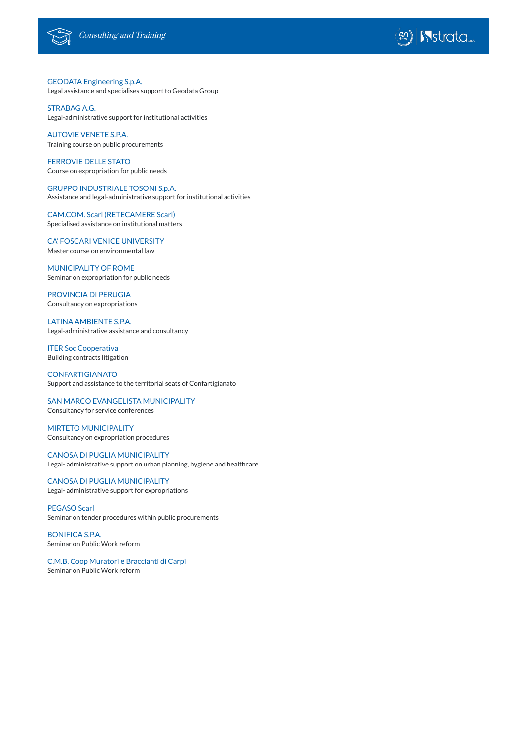GEODATA Engineering S.p.A.
Legal assistance and specialises support to Geodata Group

STRABAG A.G.
Legal-administrative support for institutional activities

AUTOVIE VENETE S.P.A.
Training course on public procurements

FERROVIE DELLE STATO
Course on expropriation for public needs

GRUPPO INDUSTRIALE TOSONI S.p.A.
Assistance and legal-administrative support for institutional activities

CAM.COM. Scarl (RETECAMERE Scarl)
Specialised assistance on institutional matters

CA' FOSCARI VENICE UNIVERSITY
Master course on environmental law

MUNICIPALITY OF ROME
Seminar on expropriation for public needs

PROVINCIA DI PERUGIA
Consultancy on expropriations

LATINA AMBIENTE S.P.A.
Legal-administrative assistance and consultancy

ITER Soc Cooperativa
Building contracts litigation

CONFARTIGIANATO
Support and assistance to the territorial seats of Confartigianato

SAN MARCO EVANGELISTA MUNICIPALITY
Consultancy for service conferences

MIRTETO MUNICIPALITY
Consultancy on expropriation procedures

CANOSA DI PUGLIA MUNICIPALITY
Legal- administrative support on urban planning, hygiene and healthcare

CANOSA DI PUGLIA MUNICIPALITY
Legal- administrative support for expropriations

PEGASO Scarl
Seminar on tender procedures within public procurements

BONIFICA S.P.A.
Seminar on Public Work reform

C.M.B. Coop Muratori e Braccianti di Carpi
Seminar on Public Work reform